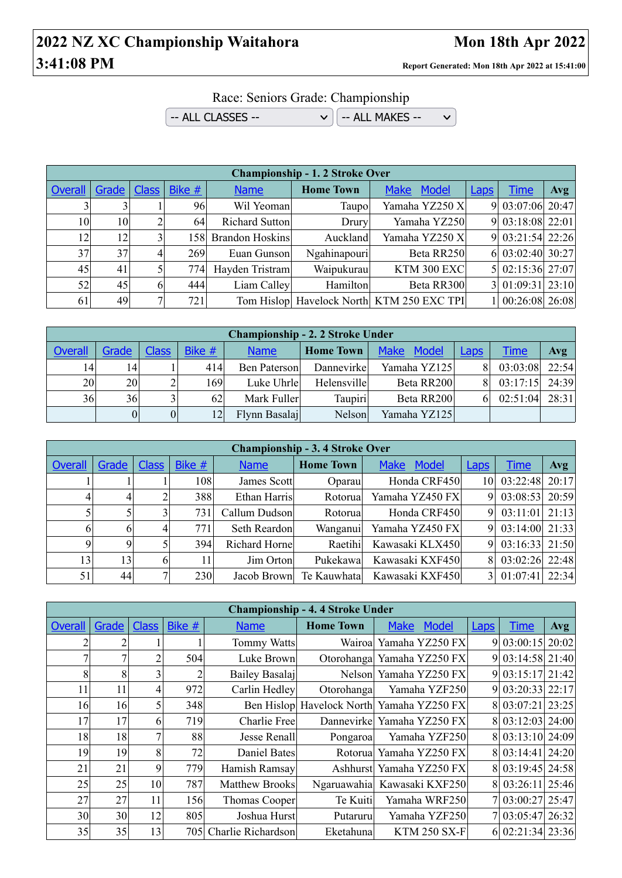# 2022 NZ XC Championship Waitahora 3:41:08 PM

**Mon 18th Apr 2022**

**Report Generated: Mon 18th Apr 2022 at 15:41:00**

Race: Seniors Grade: Championship

-- ALL CLASSES -- | -- ALL MAKES --

| Championship - 1. 2 Stroke Over | | | | | | | | | |
|---|---|---|---|---|---|---|---|---|---|
| Overall | Grade | Class | Bike # | Name | Home Town | Make Model | Laps | Time | Avg |
| 3 | 3 | 1 | 96 | Wil Yeoman | Taupo | Yamaha YZ250 X | 9 | 03:07:06 | 20:47 |
| 10 | 10 | 2 | 64 | Richard Sutton | Drury | Yamaha YZ250 | 9 | 03:18:08 | 22:01 |
| 12 | 12 | 3 | 158 | Brandon Hoskins | Auckland | Yamaha YZ250 X | 9 | 03:21:54 | 22:26 |
| 37 | 37 | 4 | 269 | Euan Gunson | Ngahinapouri | Beta RR250 | 6 | 03:02:40 | 30:27 |
| 45 | 41 | 5 | 774 | Hayden Tristram | Waipukurau | KTM 300 EXC | 5 | 02:15:36 | 27:07 |
| 52 | 45 | 6 | 444 | Liam Calley | Hamilton | Beta RR300 | 3 | 01:09:31 | 23:10 |
| 61 | 49 | 7 | 721 | Tom Hislop | Havelock North | KTM 250 EXC TPI | 1 | 00:26:08 | 26:08 |

| Championship - 2. 2 Stroke Under | | | | | | | | | |
|---|---|---|---|---|---|---|---|---|---|
| Overall | Grade | Class | Bike # | Name | Home Town | Make Model | Laps | Time | Avg |
| 14 | 14 | 1 | 414 | Ben Paterson | Dannevirke | Yamaha YZ125 | 8 | 03:03:08 | 22:54 |
| 20 | 20 | 2 | 169 | Luke Uhrle | Helensville | Beta RR200 | 8 | 03:17:15 | 24:39 |
| 36 | 36 | 3 | 62 | Mark Fuller | Taupiri | Beta RR200 | 6 | 02:51:04 | 28:31 |
| | 0 | 0 | 12 | Flynn Basalaj | Nelson | Yamaha YZ125 | | | |

| Championship - 3. 4 Stroke Over | | | | | | | | | |
|---|---|---|---|---|---|---|---|---|---|
| Overall | Grade | Class | Bike # | Name | Home Town | Make Model | Laps | Time | Avg |
| 1 | 1 | 1 | 108 | James Scott | Oparau | Honda CRF450 | 10 | 03:22:48 | 20:17 |
| 4 | 4 | 2 | 388 | Ethan Harris | Rotorua | Yamaha YZ450 FX | 9 | 03:08:53 | 20:59 |
| 5 | 5 | 3 | 731 | Callum Dudson | Rotorua | Honda CRF450 | 9 | 03:11:01 | 21:13 |
| 6 | 6 | 4 | 771 | Seth Reardon | Wanganui | Yamaha YZ450 FX | 9 | 03:14:00 | 21:33 |
| 9 | 9 | 5 | 394 | Richard Horne | Raetihi | Kawasaki KLX450 | 9 | 03:16:33 | 21:50 |
| 13 | 13 | 6 | 11 | Jim Orton | Pukekawa | Kawasaki KXF450 | 8 | 03:02:26 | 22:48 |
| 51 | 44 | 7 | 230 | Jacob Brown | Te Kauwhata | Kawasaki KXF450 | 3 | 01:07:41 | 22:34 |

| Championship - 4. 4 Stroke Under | | | | | | | | | |
|---|---|---|---|---|---|---|---|---|---|
| Overall | Grade | Class | Bike # | Name | Home Town | Make Model | Laps | Time | Avg |
| 2 | 2 | 1 | 1 | Tommy Watts | Wairoa | Yamaha YZ250 FX | 9 | 03:00:15 | 20:02 |
| 7 | 7 | 2 | 504 | Luke Brown | Otorohanga | Yamaha YZ250 FX | 9 | 03:14:58 | 21:40 |
| 8 | 8 | 3 | 2 | Bailey Basalaj | Nelson | Yamaha YZ250 FX | 9 | 03:15:17 | 21:42 |
| 11 | 11 | 4 | 972 | Carlin Hedley | Otorohanga | Yamaha YZF250 | 9 | 03:20:33 | 22:17 |
| 16 | 16 | 5 | 348 | Ben Hislop | Havelock North | Yamaha YZ250 FX | 8 | 03:07:21 | 23:25 |
| 17 | 17 | 6 | 719 | Charlie Free | Dannevirke | Yamaha YZ250 FX | 8 | 03:12:03 | 24:00 |
| 18 | 18 | 7 | 88 | Jesse Renall | Pongaroa | Yamaha YZF250 | 8 | 03:13:10 | 24:09 |
| 19 | 19 | 8 | 72 | Daniel Bates | Rotorua | Yamaha YZ250 FX | 8 | 03:14:41 | 24:20 |
| 21 | 21 | 9 | 779 | Hamish Ramsay | Ashhurst | Yamaha YZ250 FX | 8 | 03:19:45 | 24:58 |
| 25 | 25 | 10 | 787 | Matthew Brooks | Ngaruawahia | Kawasaki KXF250 | 8 | 03:26:11 | 25:46 |
| 27 | 27 | 11 | 156 | Thomas Cooper | Te Kuiti | Yamaha WRF250 | 7 | 03:00:27 | 25:47 |
| 30 | 30 | 12 | 805 | Joshua Hurst | Putaruru | Yamaha YZF250 | 7 | 03:05:47 | 26:32 |
| 35 | 35 | 13 | 705 | Charlie Richardson | Eketahuna | KTM 250 SX-F | 6 | 02:21:34 | 23:36 |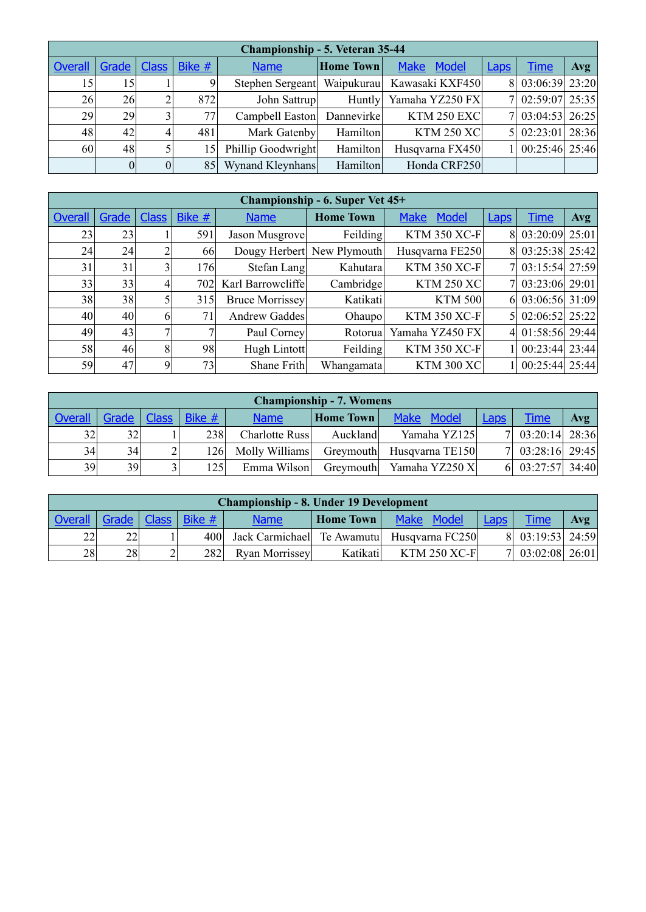| Championship - 5. Veteran 35-44 | | | | | | | | | |
|---|---|---|---|---|---|---|---|---|---|
| Overall | Grade | Class | Bike # | Name | Home Town | Make Model | Laps | Time | Avg |
| 15 | 15 | 1 | 9 | Stephen Sergeant | Waipukurau | Kawasaki KXF450 | 8 | 03:06:39 | 23:20 |
| 26 | 26 | 2 | 872 | John Sattrup | Huntly | Yamaha YZ250 FX | 7 | 02:59:07 | 25:35 |
| 29 | 29 | 3 | 77 | Campbell Easton | Dannevirke | KTM 250 EXC | 7 | 03:04:53 | 26:25 |
| 48 | 42 | 4 | 481 | Mark Gatenby | Hamilton | KTM 250 XC | 5 | 02:23:01 | 28:36 |
| 60 | 48 | 5 | 15 | Phillip Goodwright | Hamilton | Husqvarna FX450 | 1 | 00:25:46 | 25:46 |
| | 0 | 0 | 85 | Wynand Kleynhans | Hamilton | Honda CRF250 | | | |

| Championship - 6. Super Vet 45+ | | | | | | | | | |
|---|---|---|---|---|---|---|---|---|---|
| Overall | Grade | Class | Bike # | Name | Home Town | Make Model | Laps | Time | Avg |
| 23 | 23 | 1 | 591 | Jason Musgrove | Feilding | KTM 350 XC-F | 8 | 03:20:09 | 25:01 |
| 24 | 24 | 2 | 66 | Dougy Herbert | New Plymouth | Husqvarna FE250 | 8 | 03:25:38 | 25:42 |
| 31 | 31 | 3 | 176 | Stefan Lang | Kahutara | KTM 350 XC-F | 7 | 03:15:54 | 27:59 |
| 33 | 33 | 4 | 702 | Karl Barrowcliffe | Cambridge | KTM 250 XC | 7 | 03:23:06 | 29:01 |
| 38 | 38 | 5 | 315 | Bruce Morrissey | Katikati | KTM 500 | 6 | 03:06:56 | 31:09 |
| 40 | 40 | 6 | 71 | Andrew Gaddes | Ohaupo | KTM 350 XC-F | 5 | 02:06:52 | 25:22 |
| 49 | 43 | 7 | 7 | Paul Corney | Rotorua | Yamaha YZ450 FX | 4 | 01:58:56 | 29:44 |
| 58 | 46 | 8 | 98 | Hugh Lintott | Feilding | KTM 350 XC-F | 1 | 00:23:44 | 23:44 |
| 59 | 47 | 9 | 73 | Shane Frith | Whangamata | KTM 300 XC | 1 | 00:25:44 | 25:44 |

| Championship - 7. Womens | | | | | | | | | |
|---|---|---|---|---|---|---|---|---|---|
| Overall | Grade | Class | Bike # | Name | Home Town | Make Model | Laps | Time | Avg |
| 32 | 32 | 1 | 238 | Charlotte Russ | Auckland | Yamaha YZ125 | 7 | 03:20:14 | 28:36 |
| 34 | 34 | 2 | 126 | Molly Williams | Greymouth | Husqvarna TE150 | 7 | 03:28:16 | 29:45 |
| 39 | 39 | 3 | 125 | Emma Wilson | Greymouth | Yamaha YZ250 X | 6 | 03:27:57 | 34:40 |

| Championship - 8. Under 19 Development | | | | | | | | | |
|---|---|---|---|---|---|---|---|---|---|
| Overall | Grade | Class | Bike # | Name | Home Town | Make Model | Laps | Time | Avg |
| 22 | 22 | 1 | 400 | Jack Carmichael | Te Awamutu | Husqvarna FC250 | 8 | 03:19:53 | 24:59 |
| 28 | 28 | 2 | 282 | Ryan Morrissey | Katikati | KTM 250 XC-F | 7 | 03:02:08 | 26:01 |